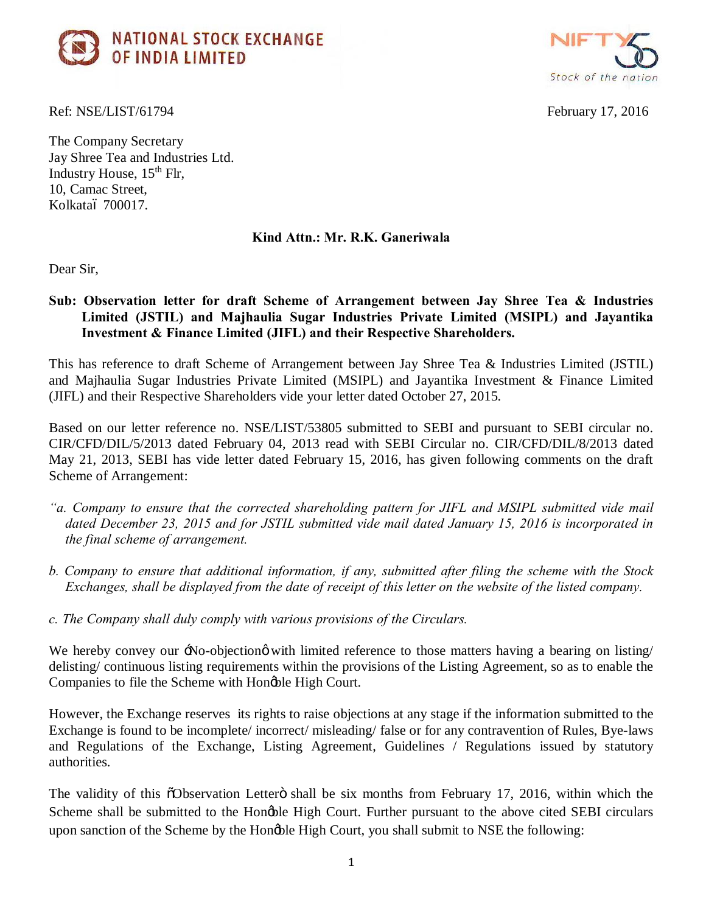NATIONAL STOCK EXCHANGE OF INDIA LIMITED

NIFTY 50 Stock of the nation

Ref: NSE/LIST/61794 February 17, 2016

The Company Secretary
Jay Shree Tea and Industries Ltd.
Industry House, 15th Flr,
10, Camac Street,
Kolkata– 700017.

**Kind Attn.: Mr. R.K. Ganeriwala**

Dear Sir,

**Sub: Observation letter for draft Scheme of Arrangement between Jay Shree Tea & Industries Limited (JSTIL) and Majhaulia Sugar Industries Private Limited (MSIPL) and Jayantika Investment & Finance Limited (JIFL) and their Respective Shareholders.**

This has reference to draft Scheme of Arrangement between Jay Shree Tea & Industries Limited (JSTIL) and Majhaulia Sugar Industries Private Limited (MSIPL) and Jayantika Investment & Finance Limited (JIFL) and their Respective Shareholders vide your letter dated October 27, 2015.

Based on our letter reference no. NSE/LIST/53805 submitted to SEBI and pursuant to SEBI circular no. CIR/CFD/DIL/5/2013 dated February 04, 2013 read with SEBI Circular no. CIR/CFD/DIL/8/2013 dated May 21, 2013, SEBI has vide letter dated February 15, 2016, has given following comments on the draft Scheme of Arrangement:

*"a. Company to ensure that the corrected shareholding pattern for JIFL and MSIPL submitted vide mail dated December 23, 2015 and for JSTIL submitted vide mail dated January 15, 2016 is incorporated in the final scheme of arrangement.*

*b. Company to ensure that additional information, if any, submitted after filing the scheme with the Stock Exchanges, shall be displayed from the date of receipt of this letter on the website of the listed company.*

*c. The Company shall duly comply with various provisions of the Circulars.*

We hereby convey our 'No-objection' with limited reference to those matters having a bearing on listing/ delisting/ continuous listing requirements within the provisions of the Listing Agreement, so as to enable the Companies to file the Scheme with Hon'ble High Court.

However, the Exchange reserves its rights to raise objections at any stage if the information submitted to the Exchange is found to be incomplete/ incorrect/ misleading/ false or for any contravention of Rules, Bye-laws and Regulations of the Exchange, Listing Agreement, Guidelines / Regulations issued by statutory authorities.

The validity of this "Observation Letter" shall be six months from February 17, 2016, within which the Scheme shall be submitted to the Hon'ble High Court. Further pursuant to the above cited SEBI circulars upon sanction of the Scheme by the Hon'ble High Court, you shall submit to NSE the following: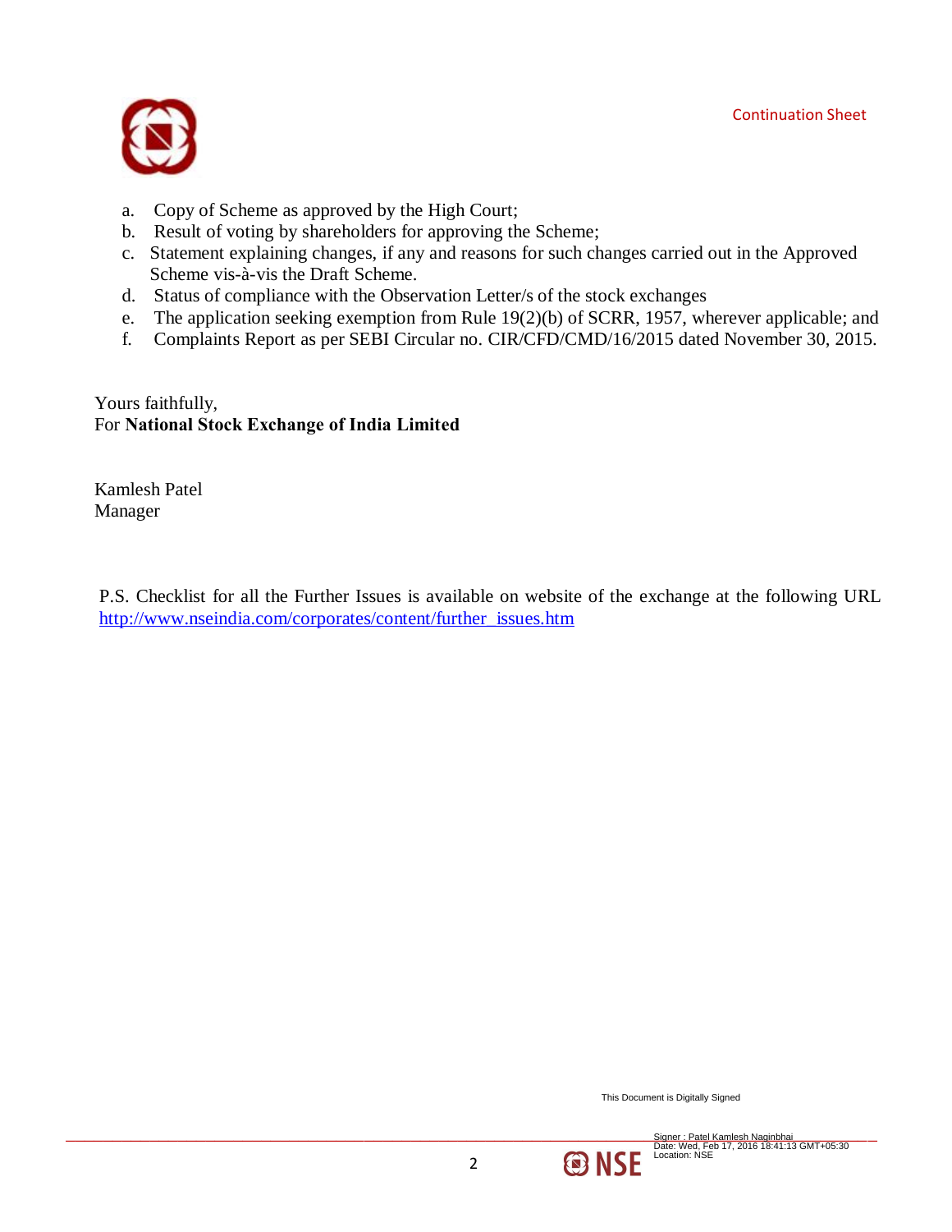a. Copy of Scheme as approved by the High Court;
b. Result of voting by shareholders for approving the Scheme;
c. Statement explaining changes, if any and reasons for such changes carried out in the Approved Scheme vis-à-vis the Draft Scheme.
d. Status of compliance with the Observation Letter/s of the stock exchanges
e. The application seeking exemption from Rule 19(2)(b) of SCRR, 1957, wherever applicable; and
f. Complaints Report as per SEBI Circular no. CIR/CFD/CMD/16/2015 dated November 30, 2015.

Yours faithfully,
For **National Stock Exchange of India Limited**

Kamlesh Patel
Manager

P.S. Checklist for all the Further Issues is available on website of the exchange at the following URL http://www.nseindia.com/corporates/content/further_issues.htm

This Document is Digitally Signed

Signer : Patel Kamlesh Naginbhai
Date: Wed, Feb 17, 2016 18:41:13 GMT+05:30
Location: NSE